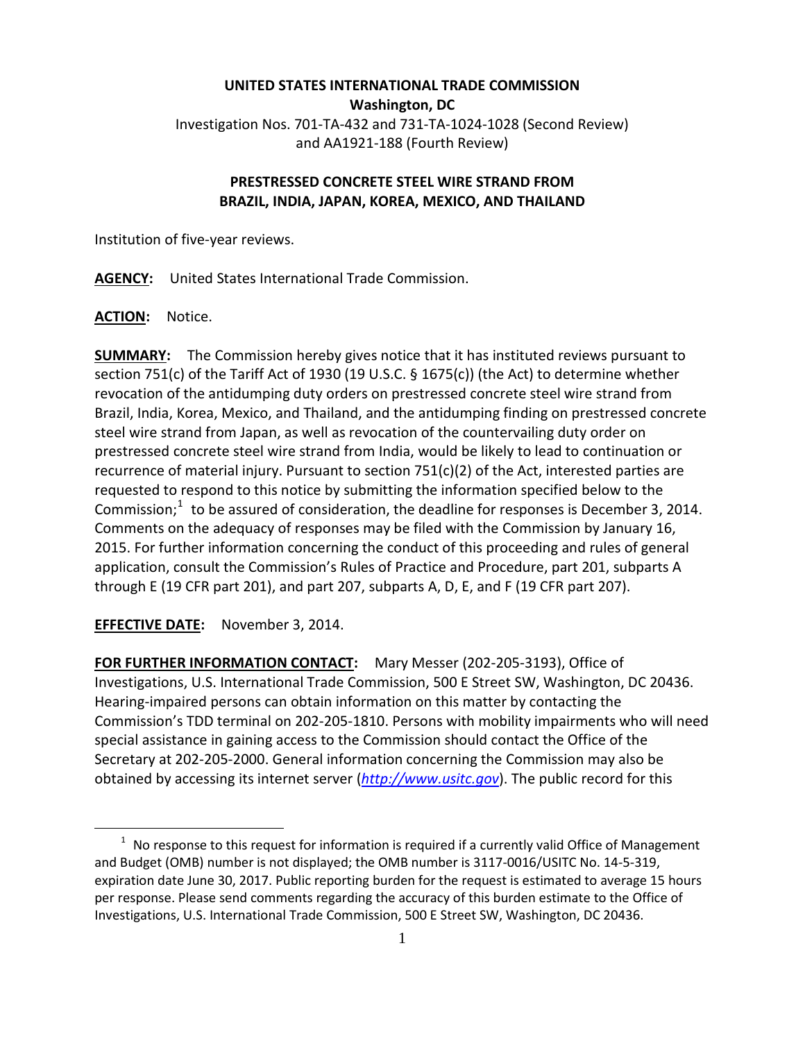**UNITED STATES INTERNATIONAL TRADE COMMISSION**
**Washington, DC**
Investigation Nos. 701-TA-432 and 731-TA-1024-1028 (Second Review)
and AA1921-188 (Fourth Review)

**PRESTRESSED CONCRETE STEEL WIRE STRAND FROM BRAZIL, INDIA, JAPAN, KOREA, MEXICO, AND THAILAND**

Institution of five-year reviews.

**AGENCY:** United States International Trade Commission.

**ACTION:** Notice.

**SUMMARY:** The Commission hereby gives notice that it has instituted reviews pursuant to section 751(c) of the Tariff Act of 1930 (19 U.S.C. § 1675(c)) (the Act) to determine whether revocation of the antidumping duty orders on prestressed concrete steel wire strand from Brazil, India, Korea, Mexico, and Thailand, and the antidumping finding on prestressed concrete steel wire strand from Japan, as well as revocation of the countervailing duty order on prestressed concrete steel wire strand from India, would be likely to lead to continuation or recurrence of material injury. Pursuant to section 751(c)(2) of the Act, interested parties are requested to respond to this notice by submitting the information specified below to the Commission;[1] to be assured of consideration, the deadline for responses is December 3, 2014. Comments on the adequacy of responses may be filed with the Commission by January 16, 2015. For further information concerning the conduct of this proceeding and rules of general application, consult the Commission's Rules of Practice and Procedure, part 201, subparts A through E (19 CFR part 201), and part 207, subparts A, D, E, and F (19 CFR part 207).

**EFFECTIVE DATE:** November 3, 2014.

**FOR FURTHER INFORMATION CONTACT:** Mary Messer (202-205-3193), Office of Investigations, U.S. International Trade Commission, 500 E Street SW, Washington, DC 20436. Hearing-impaired persons can obtain information on this matter by contacting the Commission's TDD terminal on 202-205-1810. Persons with mobility impairments who will need special assistance in gaining access to the Commission should contact the Office of the Secretary at 202-205-2000. General information concerning the Commission may also be obtained by accessing its internet server (*http://www.usitc.gov*). The public record for this

[1] No response to this request for information is required if a currently valid Office of Management and Budget (OMB) number is not displayed; the OMB number is 3117-0016/USITC No. 14-5-319, expiration date June 30, 2017. Public reporting burden for the request is estimated to average 15 hours per response. Please send comments regarding the accuracy of this burden estimate to the Office of Investigations, U.S. International Trade Commission, 500 E Street SW, Washington, DC 20436.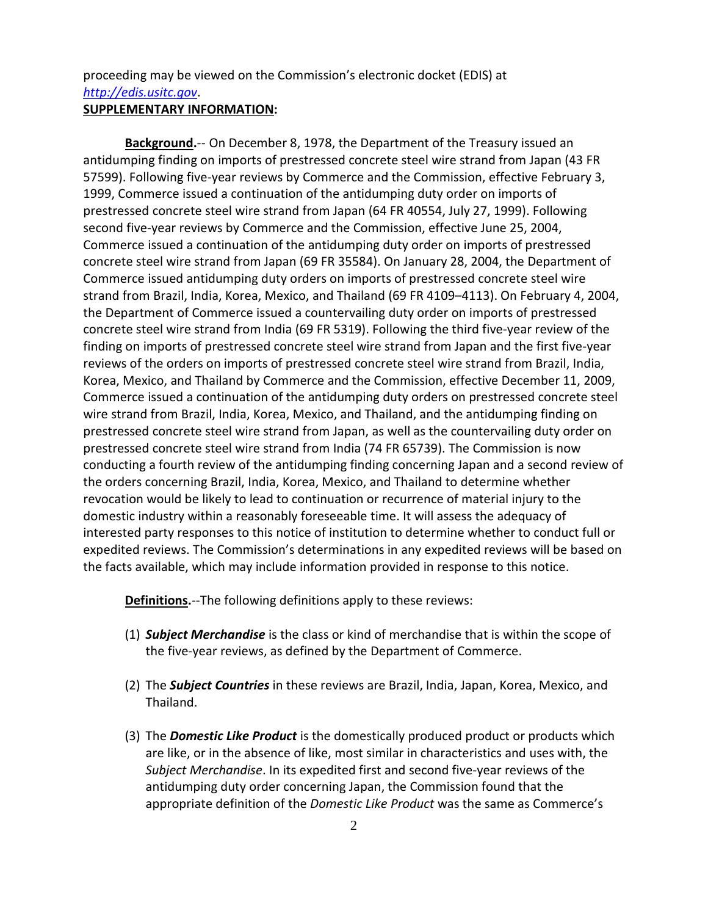proceeding may be viewed on the Commission's electronic docket (EDIS) at *http://edis.usitc.gov*.

**SUPPLEMENTARY INFORMATION:**

**Background.**-- On December 8, 1978, the Department of the Treasury issued an antidumping finding on imports of prestressed concrete steel wire strand from Japan (43 FR 57599). Following five-year reviews by Commerce and the Commission, effective February 3, 1999, Commerce issued a continuation of the antidumping duty order on imports of prestressed concrete steel wire strand from Japan (64 FR 40554, July 27, 1999). Following second five-year reviews by Commerce and the Commission, effective June 25, 2004, Commerce issued a continuation of the antidumping duty order on imports of prestressed concrete steel wire strand from Japan (69 FR 35584). On January 28, 2004, the Department of Commerce issued antidumping duty orders on imports of prestressed concrete steel wire strand from Brazil, India, Korea, Mexico, and Thailand (69 FR 4109–4113). On February 4, 2004, the Department of Commerce issued a countervailing duty order on imports of prestressed concrete steel wire strand from India (69 FR 5319). Following the third five-year review of the finding on imports of prestressed concrete steel wire strand from Japan and the first five-year reviews of the orders on imports of prestressed concrete steel wire strand from Brazil, India, Korea, Mexico, and Thailand by Commerce and the Commission, effective December 11, 2009, Commerce issued a continuation of the antidumping duty orders on prestressed concrete steel wire strand from Brazil, India, Korea, Mexico, and Thailand, and the antidumping finding on prestressed concrete steel wire strand from Japan, as well as the countervailing duty order on prestressed concrete steel wire strand from India (74 FR 65739). The Commission is now conducting a fourth review of the antidumping finding concerning Japan and a second review of the orders concerning Brazil, India, Korea, Mexico, and Thailand to determine whether revocation would be likely to lead to continuation or recurrence of material injury to the domestic industry within a reasonably foreseeable time. It will assess the adequacy of interested party responses to this notice of institution to determine whether to conduct full or expedited reviews. The Commission's determinations in any expedited reviews will be based on the facts available, which may include information provided in response to this notice.

**Definitions.**--The following definitions apply to these reviews:

(1) ***Subject Merchandise*** is the class or kind of merchandise that is within the scope of the five-year reviews, as defined by the Department of Commerce.

(2) The ***Subject Countries*** in these reviews are Brazil, India, Japan, Korea, Mexico, and Thailand.

(3) The ***Domestic Like Product*** is the domestically produced product or products which are like, or in the absence of like, most similar in characteristics and uses with, the *Subject Merchandise*. In its expedited first and second five-year reviews of the antidumping duty order concerning Japan, the Commission found that the appropriate definition of the *Domestic Like Product* was the same as Commerce's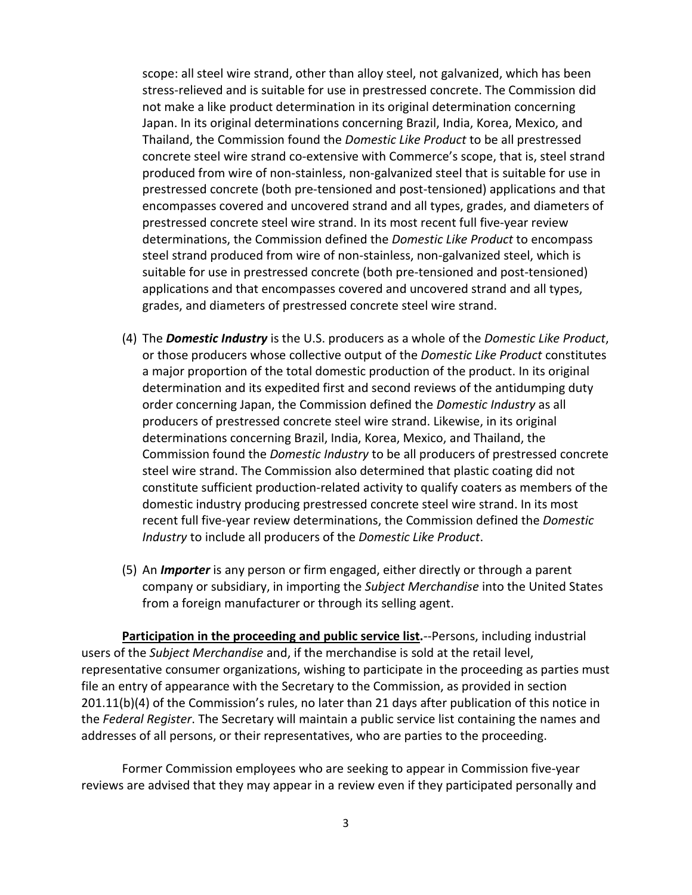scope: all steel wire strand, other than alloy steel, not galvanized, which has been stress-relieved and is suitable for use in prestressed concrete. The Commission did not make a like product determination in its original determination concerning Japan. In its original determinations concerning Brazil, India, Korea, Mexico, and Thailand, the Commission found the *Domestic Like Product* to be all prestressed concrete steel wire strand co-extensive with Commerce's scope, that is, steel strand produced from wire of non-stainless, non-galvanized steel that is suitable for use in prestressed concrete (both pre-tensioned and post-tensioned) applications and that encompasses covered and uncovered strand and all types, grades, and diameters of prestressed concrete steel wire strand. In its most recent full five-year review determinations, the Commission defined the *Domestic Like Product* to encompass steel strand produced from wire of non-stainless, non-galvanized steel, which is suitable for use in prestressed concrete (both pre-tensioned and post-tensioned) applications and that encompasses covered and uncovered strand and all types, grades, and diameters of prestressed concrete steel wire strand.

(4) The ***Domestic Industry*** is the U.S. producers as a whole of the *Domestic Like Product*, or those producers whose collective output of the *Domestic Like Product* constitutes a major proportion of the total domestic production of the product. In its original determination and its expedited first and second reviews of the antidumping duty order concerning Japan, the Commission defined the *Domestic Industry* as all producers of prestressed concrete steel wire strand. Likewise, in its original determinations concerning Brazil, India, Korea, Mexico, and Thailand, the Commission found the *Domestic Industry* to be all producers of prestressed concrete steel wire strand. The Commission also determined that plastic coating did not constitute sufficient production-related activity to qualify coaters as members of the domestic industry producing prestressed concrete steel wire strand. In its most recent full five-year review determinations, the Commission defined the *Domestic Industry* to include all producers of the *Domestic Like Product*.

(5) An ***Importer*** is any person or firm engaged, either directly or through a parent company or subsidiary, in importing the *Subject Merchandise* into the United States from a foreign manufacturer or through its selling agent.

**Participation in the proceeding and public service list.**--Persons, including industrial users of the *Subject Merchandise* and, if the merchandise is sold at the retail level, representative consumer organizations, wishing to participate in the proceeding as parties must file an entry of appearance with the Secretary to the Commission, as provided in section 201.11(b)(4) of the Commission's rules, no later than 21 days after publication of this notice in the *Federal Register*. The Secretary will maintain a public service list containing the names and addresses of all persons, or their representatives, who are parties to the proceeding.

Former Commission employees who are seeking to appear in Commission five-year reviews are advised that they may appear in a review even if they participated personally and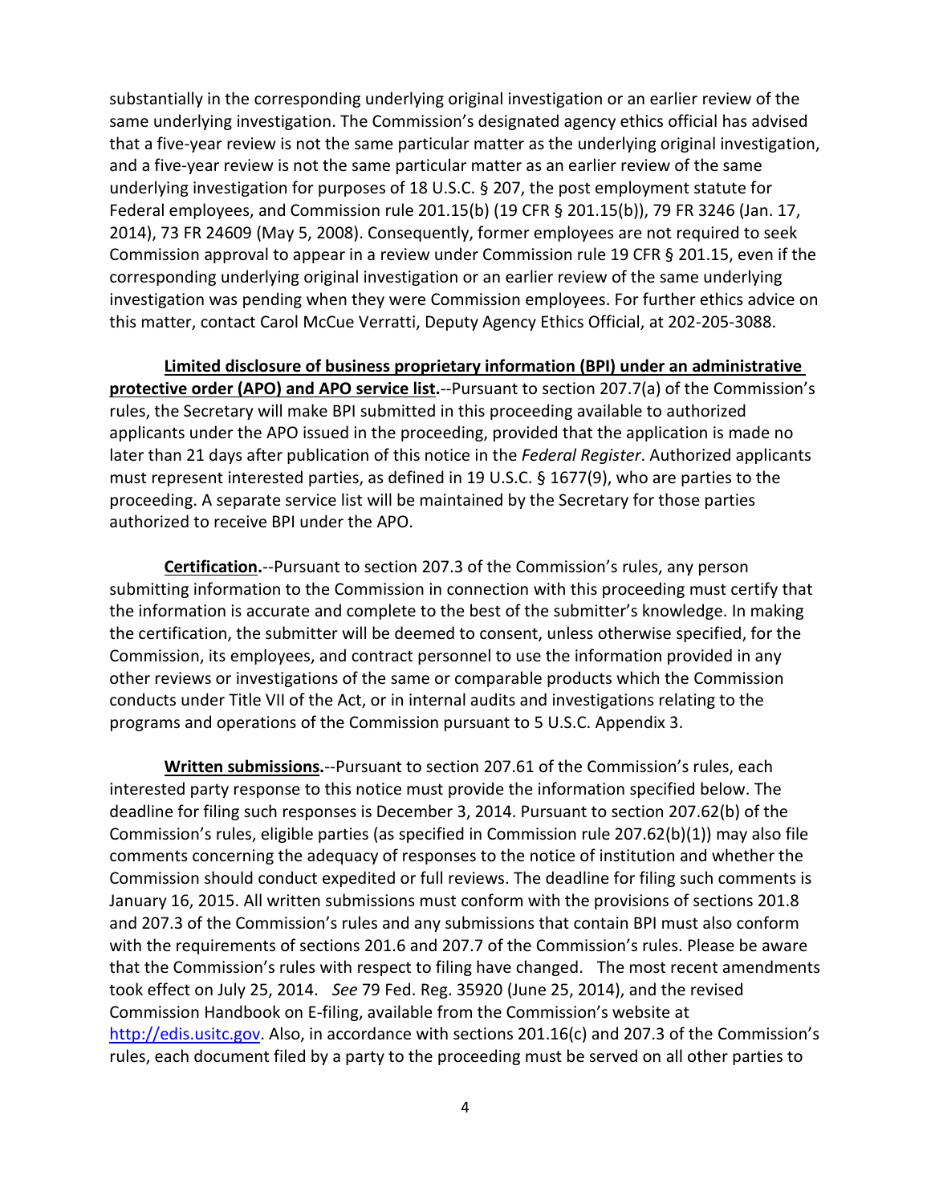substantially in the corresponding underlying original investigation or an earlier review of the same underlying investigation. The Commission's designated agency ethics official has advised that a five-year review is not the same particular matter as the underlying original investigation, and a five-year review is not the same particular matter as an earlier review of the same underlying investigation for purposes of 18 U.S.C. § 207, the post employment statute for Federal employees, and Commission rule 201.15(b) (19 CFR § 201.15(b)), 79 FR 3246 (Jan. 17, 2014), 73 FR 24609 (May 5, 2008). Consequently, former employees are not required to seek Commission approval to appear in a review under Commission rule 19 CFR § 201.15, even if the corresponding underlying original investigation or an earlier review of the same underlying investigation was pending when they were Commission employees. For further ethics advice on this matter, contact Carol McCue Verratti, Deputy Agency Ethics Official, at 202-205-3088.

**Limited disclosure of business proprietary information (BPI) under an administrative protective order (APO) and APO service list.**--Pursuant to section 207.7(a) of the Commission's rules, the Secretary will make BPI submitted in this proceeding available to authorized applicants under the APO issued in the proceeding, provided that the application is made no later than 21 days after publication of this notice in the *Federal Register*. Authorized applicants must represent interested parties, as defined in 19 U.S.C. § 1677(9), who are parties to the proceeding. A separate service list will be maintained by the Secretary for those parties authorized to receive BPI under the APO.

**Certification.**--Pursuant to section 207.3 of the Commission's rules, any person submitting information to the Commission in connection with this proceeding must certify that the information is accurate and complete to the best of the submitter's knowledge. In making the certification, the submitter will be deemed to consent, unless otherwise specified, for the Commission, its employees, and contract personnel to use the information provided in any other reviews or investigations of the same or comparable products which the Commission conducts under Title VII of the Act, or in internal audits and investigations relating to the programs and operations of the Commission pursuant to 5 U.S.C. Appendix 3.

**Written submissions.**--Pursuant to section 207.61 of the Commission's rules, each interested party response to this notice must provide the information specified below. The deadline for filing such responses is December 3, 2014. Pursuant to section 207.62(b) of the Commission's rules, eligible parties (as specified in Commission rule 207.62(b)(1)) may also file comments concerning the adequacy of responses to the notice of institution and whether the Commission should conduct expedited or full reviews. The deadline for filing such comments is January 16, 2015. All written submissions must conform with the provisions of sections 201.8 and 207.3 of the Commission's rules and any submissions that contain BPI must also conform with the requirements of sections 201.6 and 207.7 of the Commission's rules. Please be aware that the Commission's rules with respect to filing have changed. The most recent amendments took effect on July 25, 2014. *See* 79 Fed. Reg. 35920 (June 25, 2014), and the revised Commission Handbook on E-filing, available from the Commission's website at http://edis.usitc.gov. Also, in accordance with sections 201.16(c) and 207.3 of the Commission's rules, each document filed by a party to the proceeding must be served on all other parties to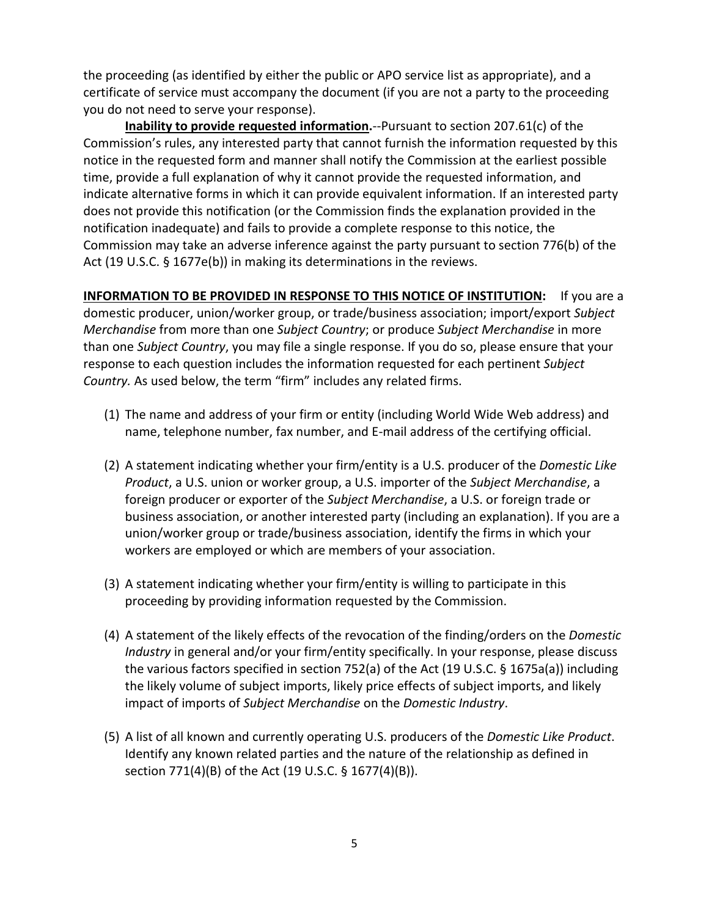the proceeding (as identified by either the public or APO service list as appropriate), and a certificate of service must accompany the document (if you are not a party to the proceeding you do not need to serve your response).

**Inability to provide requested information.**--Pursuant to section 207.61(c) of the Commission's rules, any interested party that cannot furnish the information requested by this notice in the requested form and manner shall notify the Commission at the earliest possible time, provide a full explanation of why it cannot provide the requested information, and indicate alternative forms in which it can provide equivalent information. If an interested party does not provide this notification (or the Commission finds the explanation provided in the notification inadequate) and fails to provide a complete response to this notice, the Commission may take an adverse inference against the party pursuant to section 776(b) of the Act (19 U.S.C. § 1677e(b)) in making its determinations in the reviews.

**INFORMATION TO BE PROVIDED IN RESPONSE TO THIS NOTICE OF INSTITUTION:** If you are a domestic producer, union/worker group, or trade/business association; import/export *Subject Merchandise* from more than one *Subject Country*; or produce *Subject Merchandise* in more than one *Subject Country*, you may file a single response. If you do so, please ensure that your response to each question includes the information requested for each pertinent *Subject Country.* As used below, the term "firm" includes any related firms.

(1) The name and address of your firm or entity (including World Wide Web address) and name, telephone number, fax number, and E-mail address of the certifying official.

(2) A statement indicating whether your firm/entity is a U.S. producer of the *Domestic Like Product*, a U.S. union or worker group, a U.S. importer of the *Subject Merchandise*, a foreign producer or exporter of the *Subject Merchandise*, a U.S. or foreign trade or business association, or another interested party (including an explanation). If you are a union/worker group or trade/business association, identify the firms in which your workers are employed or which are members of your association.

(3) A statement indicating whether your firm/entity is willing to participate in this proceeding by providing information requested by the Commission.

(4) A statement of the likely effects of the revocation of the finding/orders on the *Domestic Industry* in general and/or your firm/entity specifically. In your response, please discuss the various factors specified in section 752(a) of the Act (19 U.S.C. § 1675a(a)) including the likely volume of subject imports, likely price effects of subject imports, and likely impact of imports of *Subject Merchandise* on the *Domestic Industry*.

(5) A list of all known and currently operating U.S. producers of the *Domestic Like Product*. Identify any known related parties and the nature of the relationship as defined in section 771(4)(B) of the Act (19 U.S.C. § 1677(4)(B)).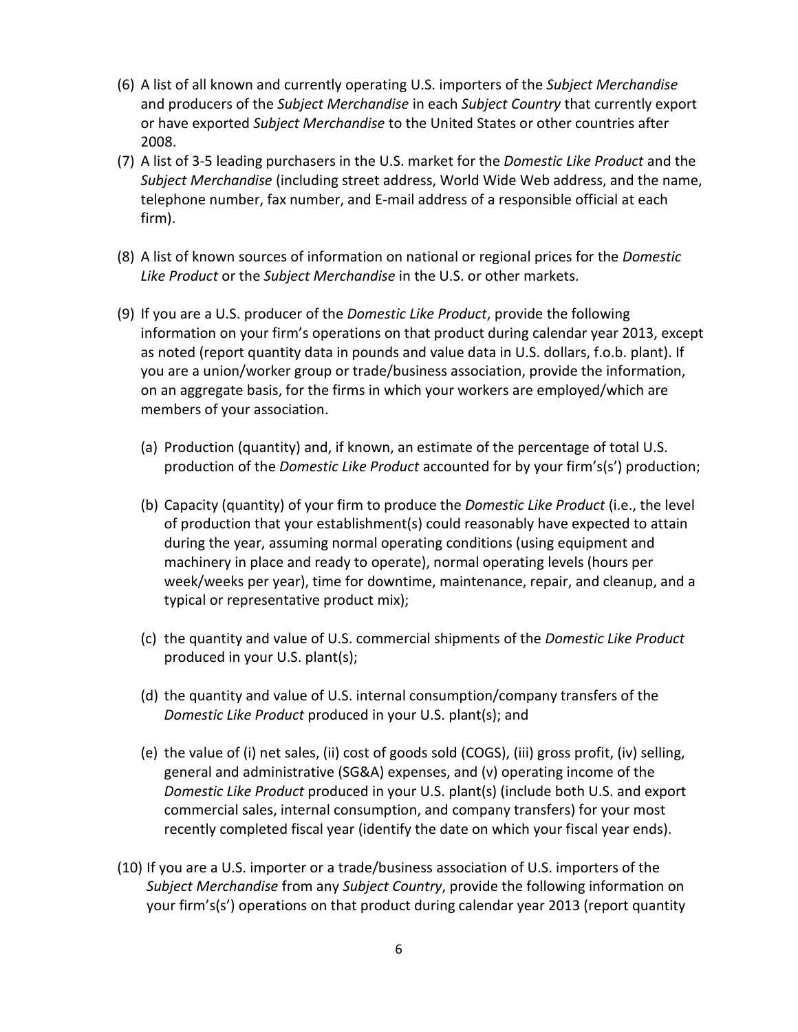(6) A list of all known and currently operating U.S. importers of the *Subject Merchandise* and producers of the *Subject Merchandise* in each *Subject Country* that currently export or have exported *Subject Merchandise* to the United States or other countries after 2008.

(7) A list of 3-5 leading purchasers in the U.S. market for the *Domestic Like Product* and the *Subject Merchandise* (including street address, World Wide Web address, and the name, telephone number, fax number, and E-mail address of a responsible official at each firm).

(8) A list of known sources of information on national or regional prices for the *Domestic Like Product* or the *Subject Merchandise* in the U.S. or other markets.

(9) If you are a U.S. producer of the *Domestic Like Product*, provide the following information on your firm's operations on that product during calendar year 2013, except as noted (report quantity data in pounds and value data in U.S. dollars, f.o.b. plant). If you are a union/worker group or trade/business association, provide the information, on an aggregate basis, for the firms in which your workers are employed/which are members of your association.

   (a) Production (quantity) and, if known, an estimate of the percentage of total U.S. production of the *Domestic Like Product* accounted for by your firm's(s') production;

   (b) Capacity (quantity) of your firm to produce the *Domestic Like Product* (i.e., the level of production that your establishment(s) could reasonably have expected to attain during the year, assuming normal operating conditions (using equipment and machinery in place and ready to operate), normal operating levels (hours per week/weeks per year), time for downtime, maintenance, repair, and cleanup, and a typical or representative product mix);

   (c) the quantity and value of U.S. commercial shipments of the *Domestic Like Product* produced in your U.S. plant(s);

   (d) the quantity and value of U.S. internal consumption/company transfers of the *Domestic Like Product* produced in your U.S. plant(s); and

   (e) the value of (i) net sales, (ii) cost of goods sold (COGS), (iii) gross profit, (iv) selling, general and administrative (SG&A) expenses, and (v) operating income of the *Domestic Like Product* produced in your U.S. plant(s) (include both U.S. and export commercial sales, internal consumption, and company transfers) for your most recently completed fiscal year (identify the date on which your fiscal year ends).

(10) If you are a U.S. importer or a trade/business association of U.S. importers of the *Subject Merchandise* from any *Subject Country*, provide the following information on your firm's(s') operations on that product during calendar year 2013 (report quantity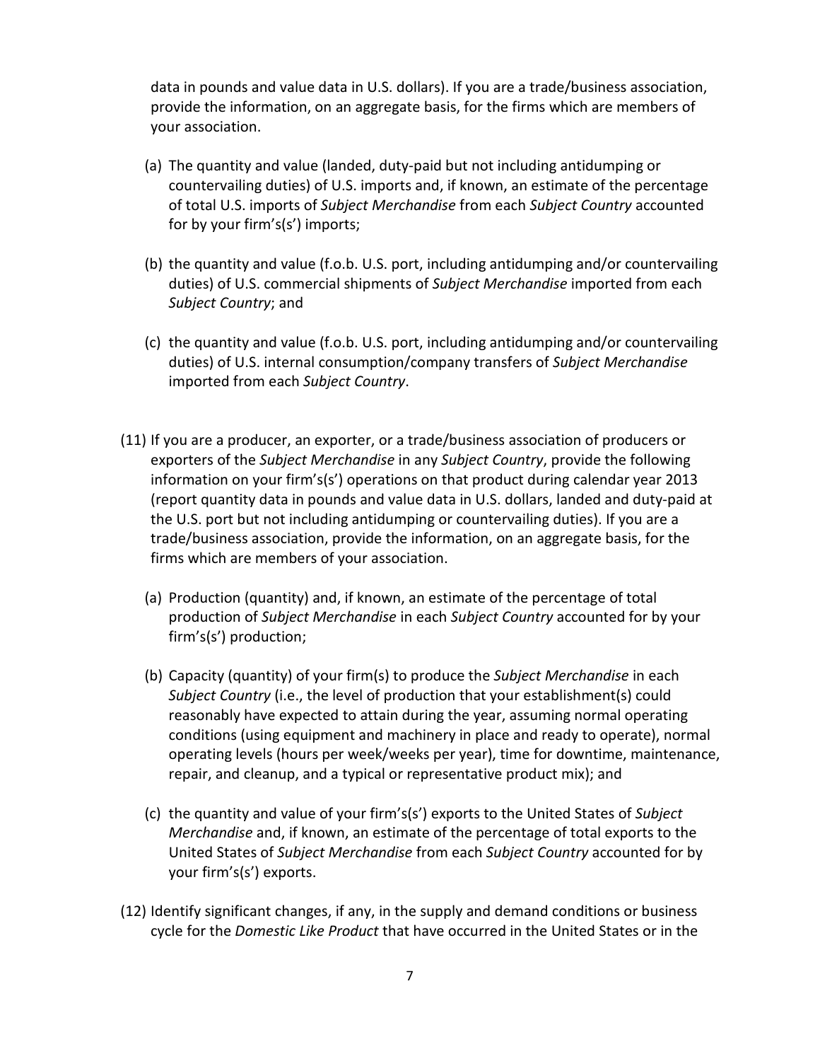data in pounds and value data in U.S. dollars). If you are a trade/business association, provide the information, on an aggregate basis, for the firms which are members of your association.

(a) The quantity and value (landed, duty-paid but not including antidumping or countervailing duties) of U.S. imports and, if known, an estimate of the percentage of total U.S. imports of *Subject Merchandise* from each *Subject Country* accounted for by your firm's(s') imports;

(b) the quantity and value (f.o.b. U.S. port, including antidumping and/or countervailing duties) of U.S. commercial shipments of *Subject Merchandise* imported from each *Subject Country*; and

(c) the quantity and value (f.o.b. U.S. port, including antidumping and/or countervailing duties) of U.S. internal consumption/company transfers of *Subject Merchandise* imported from each *Subject Country*.

(11) If you are a producer, an exporter, or a trade/business association of producers or exporters of the *Subject Merchandise* in any *Subject Country*, provide the following information on your firm's(s') operations on that product during calendar year 2013 (report quantity data in pounds and value data in U.S. dollars, landed and duty-paid at the U.S. port but not including antidumping or countervailing duties). If you are a trade/business association, provide the information, on an aggregate basis, for the firms which are members of your association.

(a) Production (quantity) and, if known, an estimate of the percentage of total production of *Subject Merchandise* in each *Subject Country* accounted for by your firm's(s') production;

(b) Capacity (quantity) of your firm(s) to produce the *Subject Merchandise* in each *Subject Country* (i.e., the level of production that your establishment(s) could reasonably have expected to attain during the year, assuming normal operating conditions (using equipment and machinery in place and ready to operate), normal operating levels (hours per week/weeks per year), time for downtime, maintenance, repair, and cleanup, and a typical or representative product mix); and

(c) the quantity and value of your firm's(s') exports to the United States of *Subject Merchandise* and, if known, an estimate of the percentage of total exports to the United States of *Subject Merchandise* from each *Subject Country* accounted for by your firm's(s') exports.

(12) Identify significant changes, if any, in the supply and demand conditions or business cycle for the *Domestic Like Product* that have occurred in the United States or in the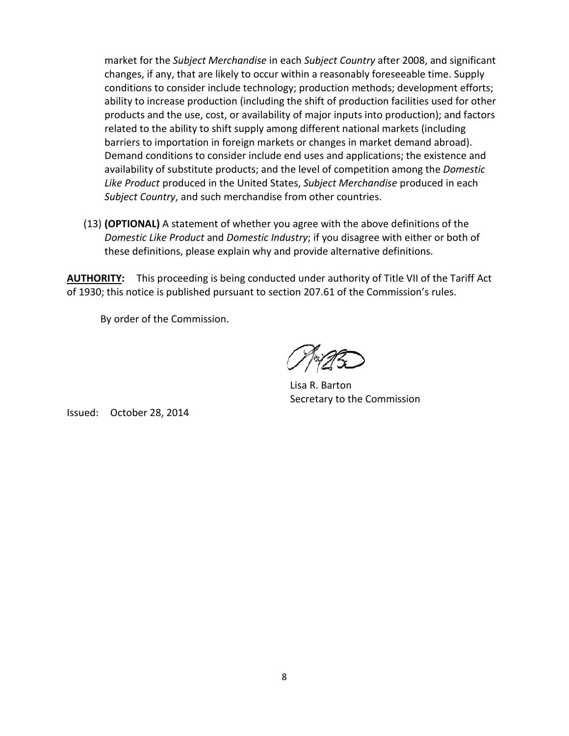market for the *Subject Merchandise* in each *Subject Country* after 2008, and significant changes, if any, that are likely to occur within a reasonably foreseeable time. Supply conditions to consider include technology; production methods; development efforts; ability to increase production (including the shift of production facilities used for other products and the use, cost, or availability of major inputs into production); and factors related to the ability to shift supply among different national markets (including barriers to importation in foreign markets or changes in market demand abroad). Demand conditions to consider include end uses and applications; the existence and availability of substitute products; and the level of competition among the *Domestic Like Product* produced in the United States, *Subject Merchandise* produced in each *Subject Country*, and such merchandise from other countries.

(13) **(OPTIONAL)** A statement of whether you agree with the above definitions of the *Domestic Like Product* and *Domestic Industry*; if you disagree with either or both of these definitions, please explain why and provide alternative definitions.

**AUTHORITY:** This proceeding is being conducted under authority of Title VII of the Tariff Act of 1930; this notice is published pursuant to section 207.61 of the Commission's rules.

By order of the Commission.

Lisa R. Barton
Secretary to the Commission

Issued: October 28, 2014